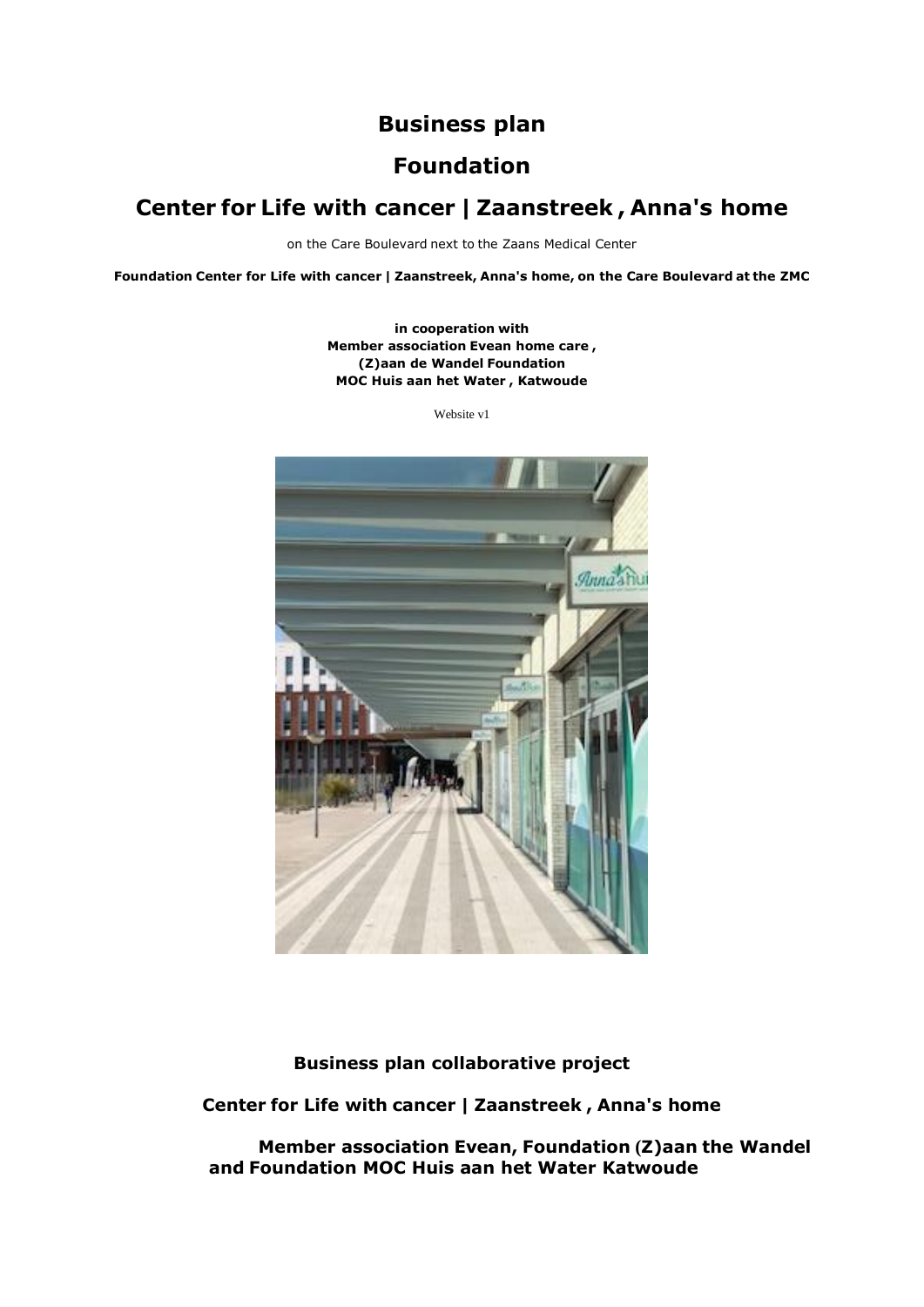# Business plan

# Foundation

# Center for Life with cancer | Zaanstreek , Anna's home

on the Care Boulevard next to the Zaans Medical Center

**Foundation Center for Life with cancer | Zaanstreek, Anna's home, on the Care Boulevard at the ZMC**

**in cooperation with**
**Member association Evean home care ,**
**(Z)aan de Wandel Foundation**
**MOC Huis aan het Water , Katwoude**

Website v1

**Business plan collaborative project**

**Center for Life with cancer | Zaanstreek , Anna's home**

**Member association Evean, Foundation (Z)aan the Wandel and Foundation MOC Huis aan het Water Katwoude**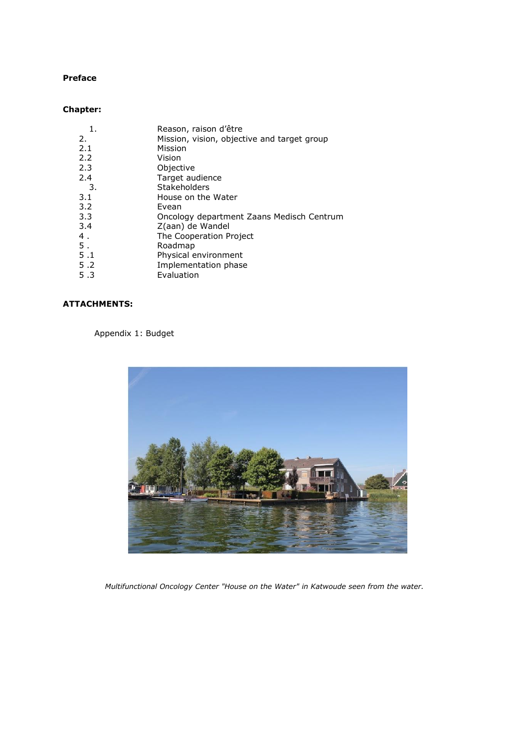**Preface**

**Chapter:**

| | |
|---|---|
| 1. | Reason, raison d'être |
| 2. | Mission, vision, objective and target group |
| 2.1 | Mission |
| 2.2 | Vision |
| 2.3 | Objective |
| 2.4 | Target audience |
| 3. | Stakeholders |
| 3.1 | House on the Water |
| 3.2 | Evean |
| 3.3 | Oncology department Zaans Medisch Centrum |
| 3.4 | Z(aan) de Wandel |
| 4 . | The Cooperation Project |
| 5 . | Roadmap |
| 5 .1 | Physical environment |
| 5 .2 | Implementation phase |
| 5 .3 | Evaluation |

**ATTACHMENTS:**

Appendix 1: Budget

*Multifunctional Oncology Center "House on the Water" in Katwoude seen from the water.*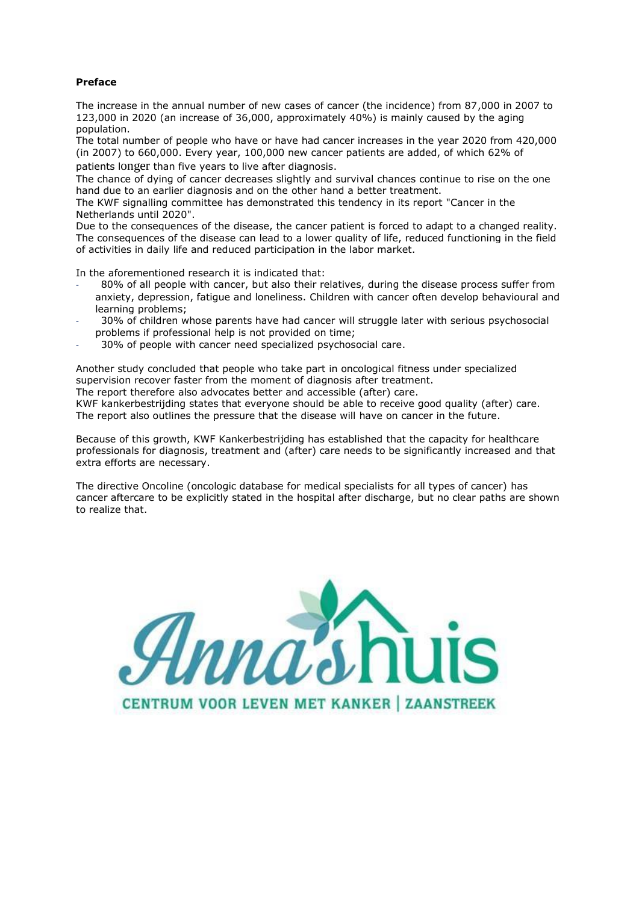**Preface**

The increase in the annual number of new cases of cancer (the incidence) from 87,000 in 2007 to 123,000 in 2020 (an increase of 36,000, approximately 40%) is mainly caused by the aging population.

The total number of people who have or have had cancer increases in the year 2020 from 420,000 (in 2007) to 660,000. Every year, 100,000 new cancer patients are added, of which 62% of patients longer than five years to live after diagnosis.

The chance of dying of cancer decreases slightly and survival chances continue to rise on the one hand due to an earlier diagnosis and on the other hand a better treatment.

The KWF signalling committee has demonstrated this tendency in its report "Cancer in the Netherlands until 2020".

Due to the consequences of the disease, the cancer patient is forced to adapt to a changed reality. The consequences of the disease can lead to a lower quality of life, reduced functioning in the field of activities in daily life and reduced participation in the labor market.

In the aforementioned research it is indicated that:

- 80% of all people with cancer, but also their relatives, during the disease process suffer from anxiety, depression, fatigue and loneliness. Children with cancer often develop behavioural and learning problems;
- 30% of children whose parents have had cancer will struggle later with serious psychosocial problems if professional help is not provided on time;
- 30% of people with cancer need specialized psychosocial care.

Another study concluded that people who take part in oncological fitness under specialized supervision recover faster from the moment of diagnosis after treatment.

The report therefore also advocates better and accessible (after) care.

KWF kankerbestrijding states that everyone should be able to receive good quality (after) care.

The report also outlines the pressure that the disease will have on cancer in the future.

Because of this growth, KWF Kankerbestrijding has established that the capacity for healthcare professionals for diagnosis, treatment and (after) care needs to be significantly increased and that extra efforts are necessary.

The directive Oncoline (oncologic database for medical specialists for all types of cancer) has cancer aftercare to be explicitly stated in the hospital after discharge, but no clear paths are shown to realize that.

Anna's huis

CENTRUM VOOR LEVEN MET KANKER | ZAANSTREEK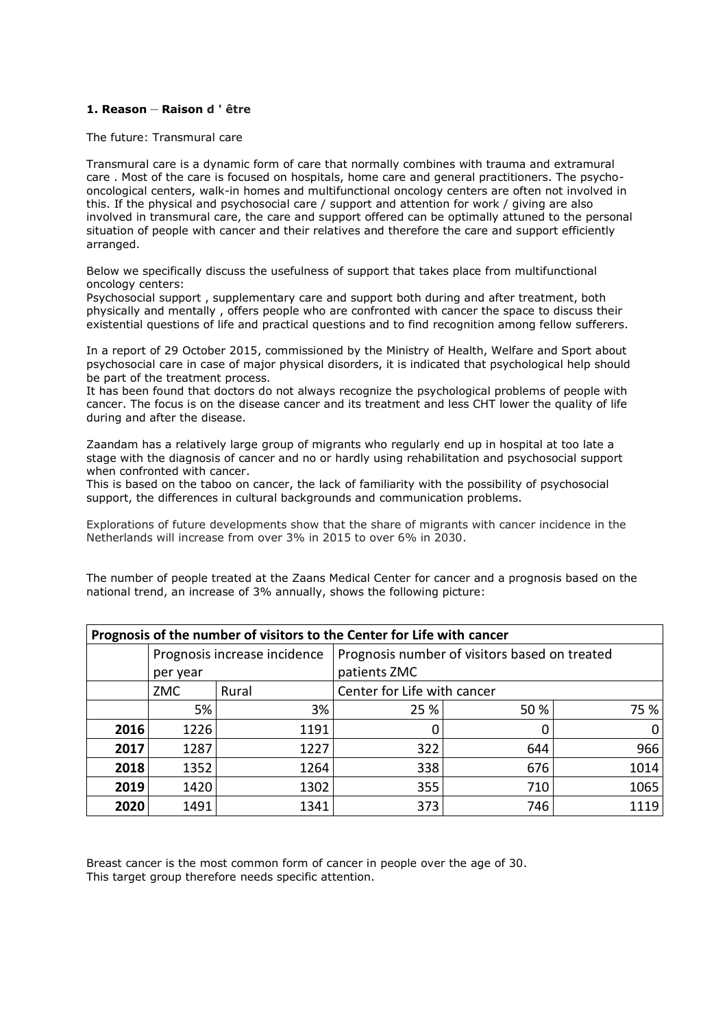**1. Reason – Raison d ' être**

The future: Transmural care

Transmural care is a dynamic form of care that normally combines with trauma and extramural care . Most of the care is focused on hospitals, home care and general practitioners. The psycho-oncological centers, walk-in homes and multifunctional oncology centers are often not involved in this. If the physical and psychosocial care / support and attention for work / giving are also involved in transmural care, the care and support offered can be optimally attuned to the personal situation of people with cancer and their relatives and therefore the care and support efficiently arranged.

Below we specifically discuss the usefulness of support that takes place from multifunctional oncology centers:
Psychosocial support , supplementary care and support both during and after treatment, both physically and mentally , offers people who are confronted with cancer the space to discuss their existential questions of life and practical questions and to find recognition among fellow sufferers.

In a report of 29 October 2015, commissioned by the Ministry of Health, Welfare and Sport about psychosocial care in case of major physical disorders, it is indicated that psychological help should be part of the treatment process.
It has been found that doctors do not always recognize the psychological problems of people with cancer. The focus is on the disease cancer and its treatment and less CHT lower the quality of life during and after the disease.

Zaandam has a relatively large group of migrants who regularly end up in hospital at too late a stage with the diagnosis of cancer and no or hardly using rehabilitation and psychosocial support when confronted with cancer.
This is based on the taboo on cancer, the lack of familiarity with the possibility of psychosocial support, the differences in cultural backgrounds and communication problems.

Explorations of future developments show that the share of migrants with cancer incidence in the Netherlands will increase from over 3% in 2015 to over 6% in 2030.

The number of people treated at the Zaans Medical Center for cancer and a prognosis based on the national trend, an increase of 3% annually, shows the following picture:

| Prognosis of the number of visitors to the Center for Life with cancer | | | | | |
|---|---|---|---|---|---|
| | Prognosis increase incidence per year | | Prognosis number of visitors based on treated patients ZMC | | |
| | ZMC | Rural | Center for Life with cancer | | |
| | 5% | 3% | 25 % | 50 % | 75 % |
| **2016** | 1226 | 1191 | 0 | 0 | 0 |
| **2017** | 1287 | 1227 | 322 | 644 | 966 |
| **2018** | 1352 | 1264 | 338 | 676 | 1014 |
| **2019** | 1420 | 1302 | 355 | 710 | 1065 |
| **2020** | 1491 | 1341 | 373 | 746 | 1119 |

Breast cancer is the most common form of cancer in people over the age of 30.
This target group therefore needs specific attention.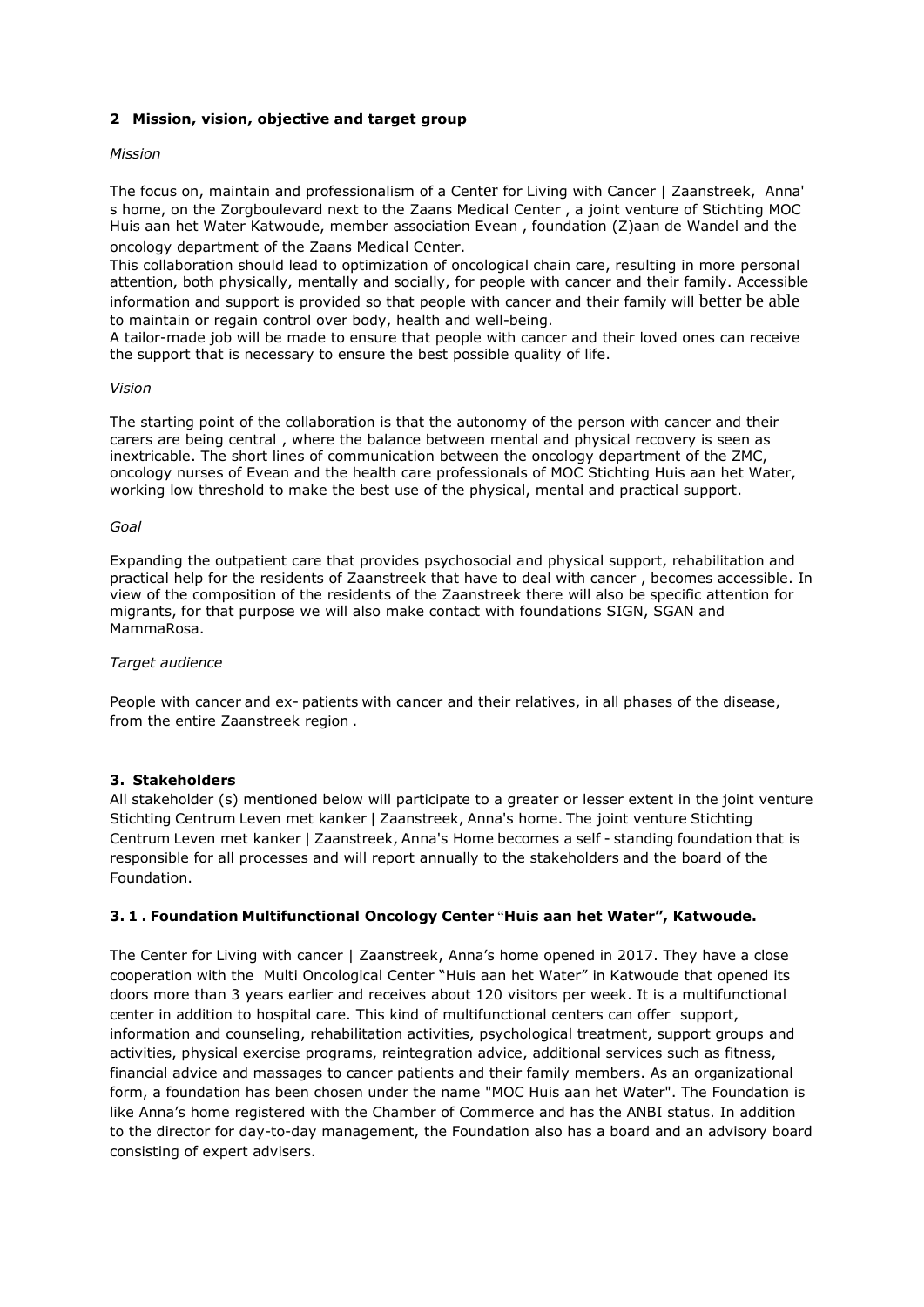## 2 Mission, vision, objective and target group

*Mission*

The focus on, maintain and professionalism of a Center for Living with Cancer | Zaanstreek, Anna' s home, on the Zorgboulevard next to the Zaans Medical Center , a joint venture of Stichting MOC Huis aan het Water Katwoude, member association Evean , foundation (Z)aan de Wandel and the oncology department of the Zaans Medical Center.

This collaboration should lead to optimization of oncological chain care, resulting in more personal attention, both physically, mentally and socially, for people with cancer and their family. Accessible information and support is provided so that people with cancer and their family will better be able to maintain or regain control over body, health and well-being.

A tailor-made job will be made to ensure that people with cancer and their loved ones can receive the support that is necessary to ensure the best possible quality of life.

*Vision*

The starting point of the collaboration is that the autonomy of the person with cancer and their carers are being central , where the balance between mental and physical recovery is seen as inextricable. The short lines of communication between the oncology department of the ZMC, oncology nurses of Evean and the health care professionals of MOC Stichting Huis aan het Water, working low threshold to make the best use of the physical, mental and practical support.

*Goal*

Expanding the outpatient care that provides psychosocial and physical support, rehabilitation and practical help for the residents of Zaanstreek that have to deal with cancer , becomes accessible. In view of the composition of the residents of the Zaanstreek there will also be specific attention for migrants, for that purpose we will also make contact with foundations SIGN, SGAN and MammaRosa.

*Target audience*

People with cancer and ex- patients with cancer and their relatives, in all phases of the disease, from the entire Zaanstreek region .

## 3. Stakeholders

All stakeholder (s) mentioned below will participate to a greater or lesser extent in the joint venture Stichting Centrum Leven met kanker | Zaanstreek, Anna's home. The joint venture Stichting Centrum Leven met kanker | Zaanstreek, Anna's Home becomes a self - standing foundation that is responsible for all processes and will report annually to the stakeholders and the board of the Foundation.

### 3. 1 . Foundation Multifunctional Oncology Center "Huis aan het Water", Katwoude.

The Center for Living with cancer | Zaanstreek, Anna's home opened in 2017. They have a close cooperation with the Multi Oncological Center "Huis aan het Water" in Katwoude that opened its doors more than 3 years earlier and receives about 120 visitors per week. It is a multifunctional center in addition to hospital care. This kind of multifunctional centers can offer support, information and counseling, rehabilitation activities, psychological treatment, support groups and activities, physical exercise programs, reintegration advice, additional services such as fitness, financial advice and massages to cancer patients and their family members. As an organizational form, a foundation has been chosen under the name "MOC Huis aan het Water". The Foundation is like Anna's home registered with the Chamber of Commerce and has the ANBI status. In addition to the director for day-to-day management, the Foundation also has a board and an advisory board consisting of expert advisers.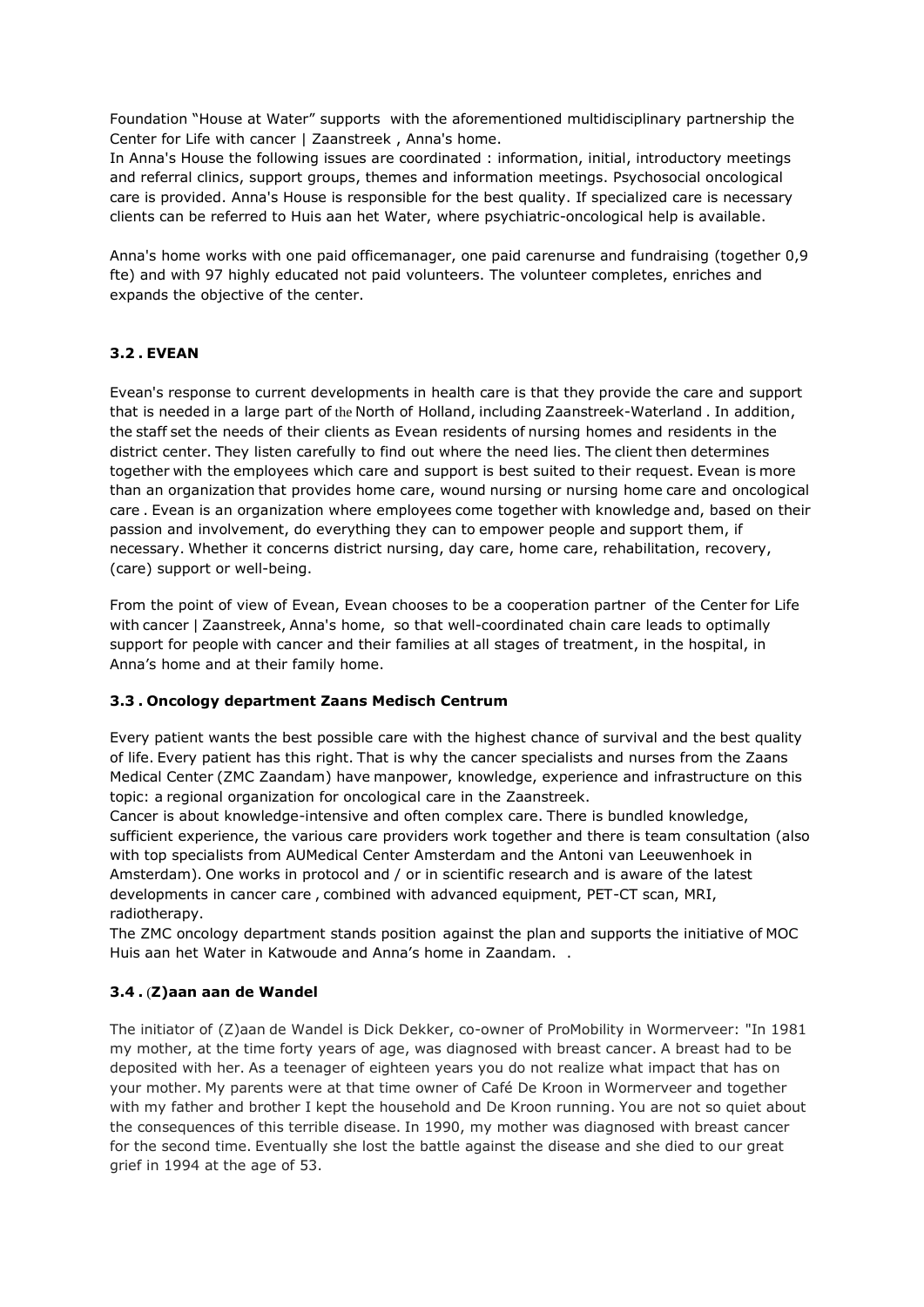Foundation "House at Water" supports with the aforementioned multidisciplinary partnership the Center for Life with cancer | Zaanstreek , Anna's home.

In Anna's House the following issues are coordinated : information, initial, introductory meetings and referral clinics, support groups, themes and information meetings. Psychosocial oncological care is provided. Anna's House is responsible for the best quality. If specialized care is necessary clients can be referred to Huis aan het Water, where psychiatric-oncological help is available.

Anna's home works with one paid officemanager, one paid carenurse and fundraising (together 0,9 fte) and with 97 highly educated not paid volunteers. The volunteer completes, enriches and expands the objective of the center.

### 3.2 . EVEAN

Evean's response to current developments in health care is that they provide the care and support that is needed in a large part of the North of Holland, including Zaanstreek-Waterland . In addition, the staff set the needs of their clients as Evean residents of nursing homes and residents in the district center. They listen carefully to find out where the need lies. The client then determines together with the employees which care and support is best suited to their request. Evean is more than an organization that provides home care, wound nursing or nursing home care and oncological care . Evean is an organization where employees come together with knowledge and, based on their passion and involvement, do everything they can to empower people and support them, if necessary. Whether it concerns district nursing, day care, home care, rehabilitation, recovery, (care) support or well-being.

From the point of view of Evean, Evean chooses to be a cooperation partner of the Center for Life with cancer | Zaanstreek, Anna's home, so that well-coordinated chain care leads to optimally support for people with cancer and their families at all stages of treatment, in the hospital, in Anna's home and at their family home.

### 3.3 . Oncology department Zaans Medisch Centrum

Every patient wants the best possible care with the highest chance of survival and the best quality of life. Every patient has this right. That is why the cancer specialists and nurses from the Zaans Medical Center (ZMC Zaandam) have manpower, knowledge, experience and infrastructure on this topic: a regional organization for oncological care in the Zaanstreek.

Cancer is about knowledge-intensive and often complex care. There is bundled knowledge, sufficient experience, the various care providers work together and there is team consultation (also with top specialists from AUMedical Center Amsterdam and the Antoni van Leeuwenhoek in Amsterdam). One works in protocol and / or in scientific research and is aware of the latest developments in cancer care , combined with advanced equipment, PET-CT scan, MRI, radiotherapy.

The ZMC oncology department stands position against the plan and supports the initiative of MOC Huis aan het Water in Katwoude and Anna's home in Zaandam. .

### 3.4 . (Z)aan aan de Wandel

The initiator of (Z)aan de Wandel is Dick Dekker, co-owner of ProMobility in Wormerveer: "In 1981 my mother, at the time forty years of age, was diagnosed with breast cancer. A breast had to be deposited with her. As a teenager of eighteen years you do not realize what impact that has on your mother. My parents were at that time owner of Café De Kroon in Wormerveer and together with my father and brother I kept the household and De Kroon running. You are not so quiet about the consequences of this terrible disease. In 1990, my mother was diagnosed with breast cancer for the second time. Eventually she lost the battle against the disease and she died to our great grief in 1994 at the age of 53.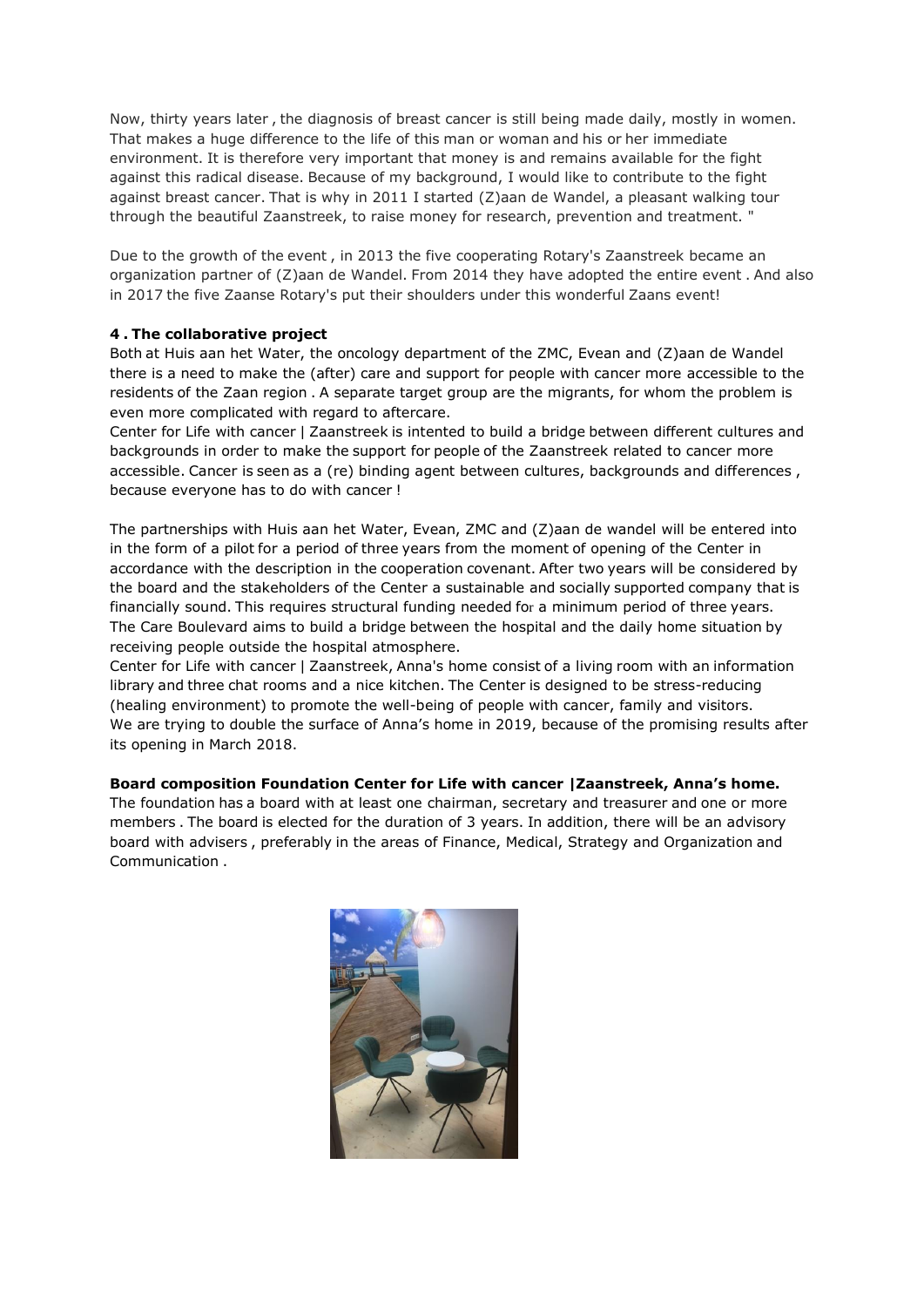Now, thirty years later , the diagnosis of breast cancer is still being made daily, mostly in women. That makes a huge difference to the life of this man or woman and his or her immediate environment. It is therefore very important that money is and remains available for the fight against this radical disease. Because of my background, I would like to contribute to the fight against breast cancer. That is why in 2011 I started (Z)aan de Wandel, a pleasant walking tour through the beautiful Zaanstreek, to raise money for research, prevention and treatment. "

Due to the growth of the event , in 2013 the five cooperating Rotary's Zaanstreek became an organization partner of (Z)aan de Wandel. From 2014 they have adopted the entire event . And also in 2017 the five Zaanse Rotary's put their shoulders under this wonderful Zaans event!

**4 . The collaborative project**

Both at Huis aan het Water, the oncology department of the ZMC, Evean and (Z)aan de Wandel there is a need to make the (after) care and support for people with cancer more accessible to the residents of the Zaan region . A separate target group are the migrants, for whom the problem is even more complicated with regard to aftercare.

Center for Life with cancer | Zaanstreek is intented to build a bridge between different cultures and backgrounds in order to make the support for people of the Zaanstreek related to cancer more accessible. Cancer is seen as a (re) binding agent between cultures, backgrounds and differences , because everyone has to do with cancer !

The partnerships with Huis aan het Water, Evean, ZMC and (Z)aan de wandel will be entered into in the form of a pilot for a period of three years from the moment of opening of the Center in accordance with the description in the cooperation covenant. After two years will be considered by the board and the stakeholders of the Center a sustainable and socially supported company that is financially sound. This requires structural funding needed for a minimum period of three years. The Care Boulevard aims to build a bridge between the hospital and the daily home situation by receiving people outside the hospital atmosphere.

Center for Life with cancer | Zaanstreek, Anna's home consist of a living room with an information library and three chat rooms and a nice kitchen. The Center is designed to be stress-reducing (healing environment) to promote the well-being of people with cancer, family and visitors.

We are trying to double the surface of Anna's home in 2019, because of the promising results after its opening in March 2018.

**Board composition Foundation Center for Life with cancer |Zaanstreek, Anna's home.**

The foundation has a board with at least one chairman, secretary and treasurer and one or more members . The board is elected for the duration of 3 years. In addition, there will be an advisory board with advisers , preferably in the areas of Finance, Medical, Strategy and Organization and Communication .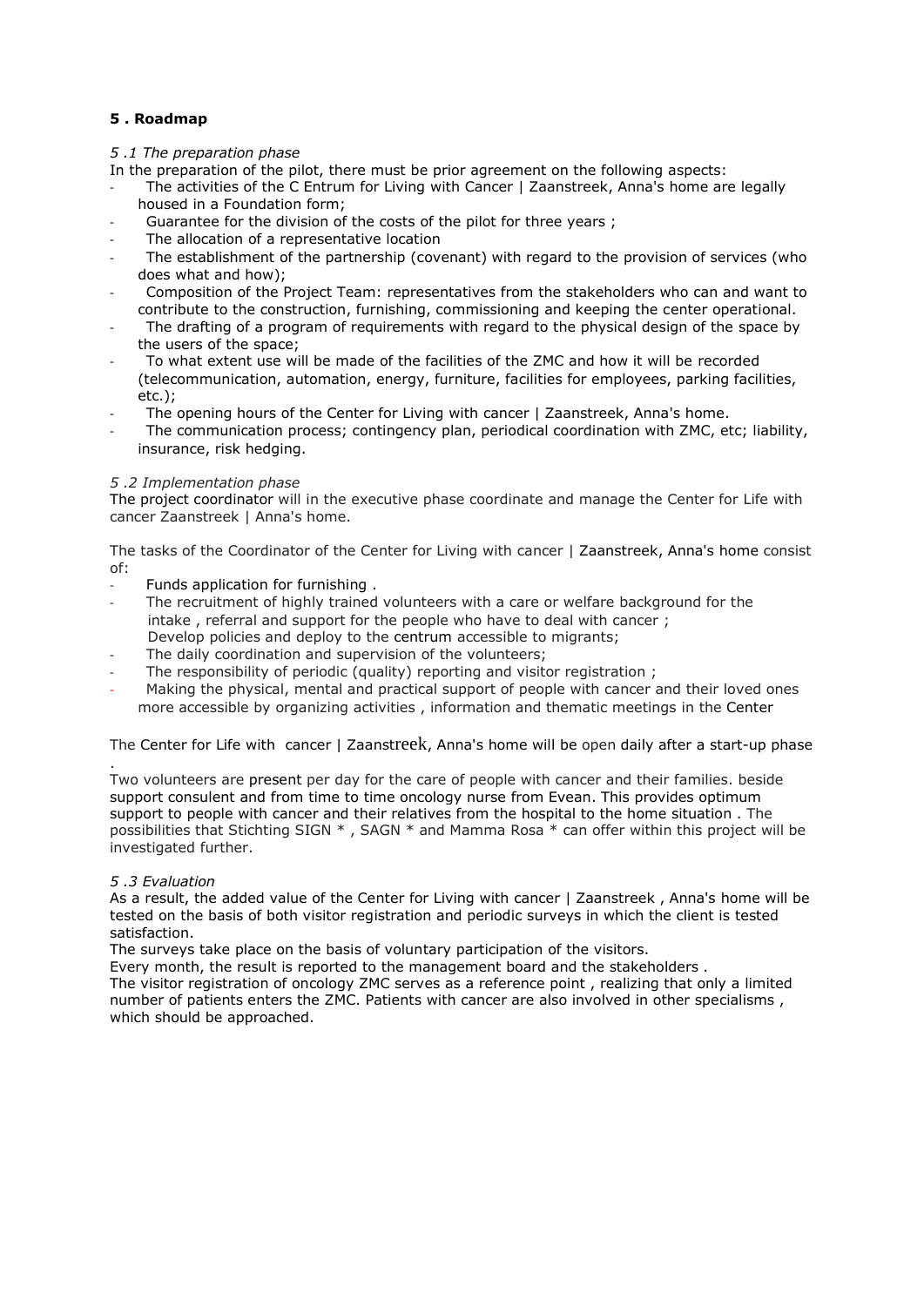## 5 . Roadmap

### *5 .1 The preparation phase*

In the preparation of the pilot, there must be prior agreement on the following aspects:

- The activities of the C Entrum for Living with Cancer | Zaanstreek, Anna's home are legally housed in a Foundation form;
- Guarantee for the division of the costs of the pilot for three years ;
- The allocation of a representative location
- The establishment of the partnership (covenant) with regard to the provision of services (who does what and how);
- Composition of the Project Team: representatives from the stakeholders who can and want to contribute to the construction, furnishing, commissioning and keeping the center operational.
- The drafting of a program of requirements with regard to the physical design of the space by the users of the space;
- To what extent use will be made of the facilities of the ZMC and how it will be recorded (telecommunication, automation, energy, furniture, facilities for employees, parking facilities, etc.);
- The opening hours of the Center for Living with cancer | Zaanstreek, Anna's home.
- The communication process; contingency plan, periodical coordination with ZMC, etc; liability, insurance, risk hedging.

### *5 .2 Implementation phase*

The project coordinator will in the executive phase coordinate and manage the Center for Life with cancer Zaanstreek | Anna's home.

The tasks of the Coordinator of the Center for Living with cancer | Zaanstreek, Anna's home consist of:

- Funds application for furnishing .
- The recruitment of highly trained volunteers with a care or welfare background for the intake , referral and support for the people who have to deal with cancer ;
  Develop policies and deploy to the centrum accessible to migrants;
- The daily coordination and supervision of the volunteers;
- The responsibility of periodic (quality) reporting and visitor registration ;
- Making the physical, mental and practical support of people with cancer and their loved ones more accessible by organizing activities , information and thematic meetings in the Center

The Center for Life with cancer | Zaanstreek, Anna's home will be open daily after a start-up phase .

Two volunteers are present per day for the care of people with cancer and their families. beside support consulent and from time to time oncology nurse from Evean. This provides optimum support to people with cancer and their relatives from the hospital to the home situation . The possibilities that Stichting SIGN * , SAGN * and Mamma Rosa * can offer within this project will be investigated further.

### *5 .3 Evaluation*

As a result, the added value of the Center for Living with cancer | Zaanstreek , Anna's home will be tested on the basis of both visitor registration and periodic surveys in which the client is tested satisfaction.

The surveys take place on the basis of voluntary participation of the visitors.

Every month, the result is reported to the management board and the stakeholders .

The visitor registration of oncology ZMC serves as a reference point , realizing that only a limited number of patients enters the ZMC. Patients with cancer are also involved in other specialisms , which should be approached.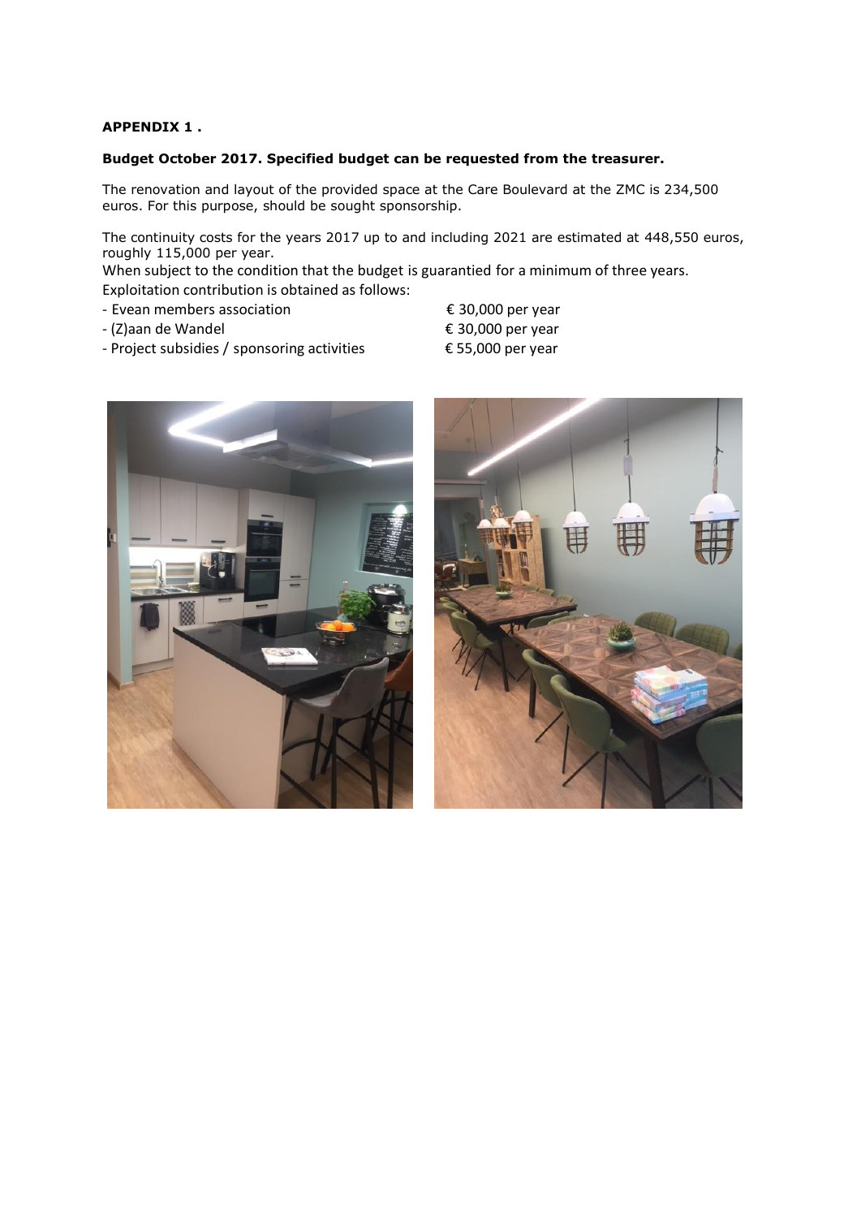**APPENDIX 1 .**

**Budget October 2017. Specified budget can be requested from the treasurer.**

The renovation and layout of the provided space at the Care Boulevard at the ZMC is 234,500 euros. For this purpose, should be sought sponsorship.

The continuity costs for the years 2017 up to and including 2021 are estimated at 448,550 euros, roughly 115,000 per year.
When subject to the condition that the budget is guarantied for a minimum of three years.
Exploitation contribution is obtained as follows:

| | |
|---|---|
| - Evean members association | € 30,000 per year |
| - (Z)aan de Wandel | € 30,000 per year |
| - Project subsidies / sponsoring activities | € 55,000 per year |